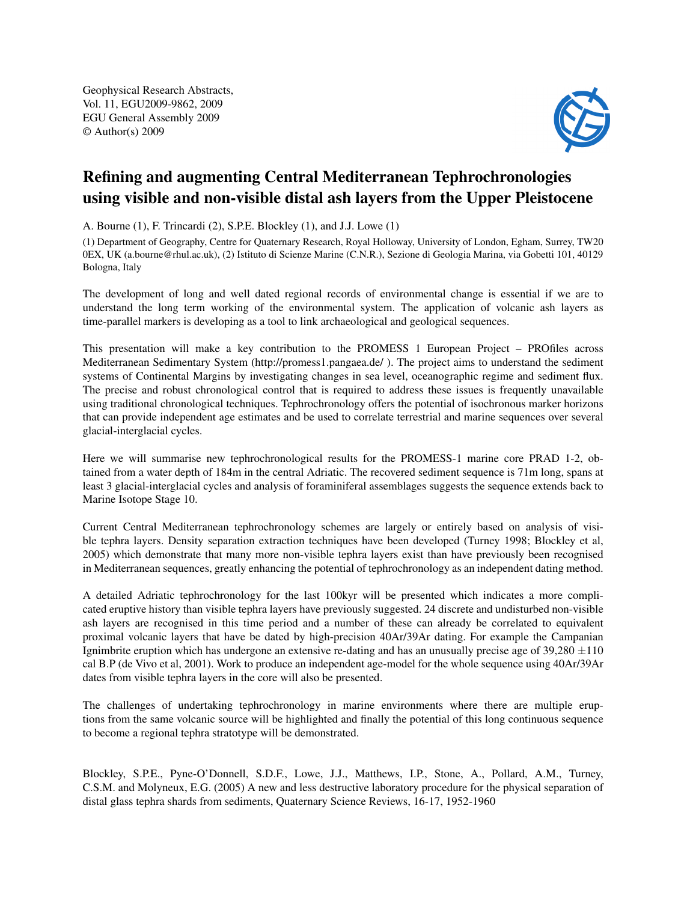# Refining and augmenting Central Mediterranean Tephrochronologies using visible and non-visible distal ash layers from the Upper Pleistocene

A. Bourne (1), F. Trincardi (2), S.P.E. Blockley (1), and J.J. Lowe (1)

(1) Department of Geography, Centre for Quaternary Research, Royal Holloway, University of London, Egham, Surrey, TW20 0EX, UK (a.bourne@rhul.ac.uk), (2) Istituto di Scienze Marine (C.N.R.), Sezione di Geologia Marina, via Gobetti 101, 40129 Bologna, Italy

The development of long and well dated regional records of environmental change is essential if we are to understand the long term working of the environmental system. The application of volcanic ash layers as time-parallel markers is developing as a tool to link archaeological and geological sequences.

This presentation will make a key contribution to the PROMESS 1 European Project – PROfiles across Mediterranean Sedimentary System (http://promess1.pangaea.de/ ). The project aims to understand the sediment systems of Continental Margins by investigating changes in sea level, oceanographic regime and sediment flux. The precise and robust chronological control that is required to address these issues is frequently unavailable using traditional chronological techniques. Tephrochronology offers the potential of isochronous marker horizons that can provide independent age estimates and be used to correlate terrestrial and marine sequences over several glacial-interglacial cycles.

Here we will summarise new tephrochronological results for the PROMESS-1 marine core PRAD 1-2, obtained from a water depth of 184m in the central Adriatic. The recovered sediment sequence is 71m long, spans at least 3 glacial-interglacial cycles and analysis of foraminiferal assemblages suggests the sequence extends back to Marine Isotope Stage 10.

Current Central Mediterranean tephrochronology schemes are largely or entirely based on analysis of visible tephra layers. Density separation extraction techniques have been developed (Turney 1998; Blockley et al, 2005) which demonstrate that many more non-visible tephra layers exist than have previously been recognised in Mediterranean sequences, greatly enhancing the potential of tephrochronology as an independent dating method.

A detailed Adriatic tephrochronology for the last 100kyr will be presented which indicates a more complicated eruptive history than visible tephra layers have previously suggested. 24 discrete and undisturbed non-visible ash layers are recognised in this time period and a number of these can already be correlated to equivalent proximal volcanic layers that have be dated by high-precision 40Ar/39Ar dating. For example the Campanian Ignimbrite eruption which has undergone an extensive re-dating and has an unusually precise age of 39,280 $\pm$110 cal B.P (de Vivo et al, 2001). Work to produce an independent age-model for the whole sequence using 40Ar/39Ar dates from visible tephra layers in the core will also be presented.

The challenges of undertaking tephrochronology in marine environments where there are multiple eruptions from the same volcanic source will be highlighted and finally the potential of this long continuous sequence to become a regional tephra stratotype will be demonstrated.

Blockley, S.P.E., Pyne-O'Donnell, S.D.F., Lowe, J.J., Matthews, I.P., Stone, A., Pollard, A.M., Turney, C.S.M. and Molyneux, E.G. (2005) A new and less destructive laboratory procedure for the physical separation of distal glass tephra shards from sediments, Quaternary Science Reviews, 16-17, 1952-1960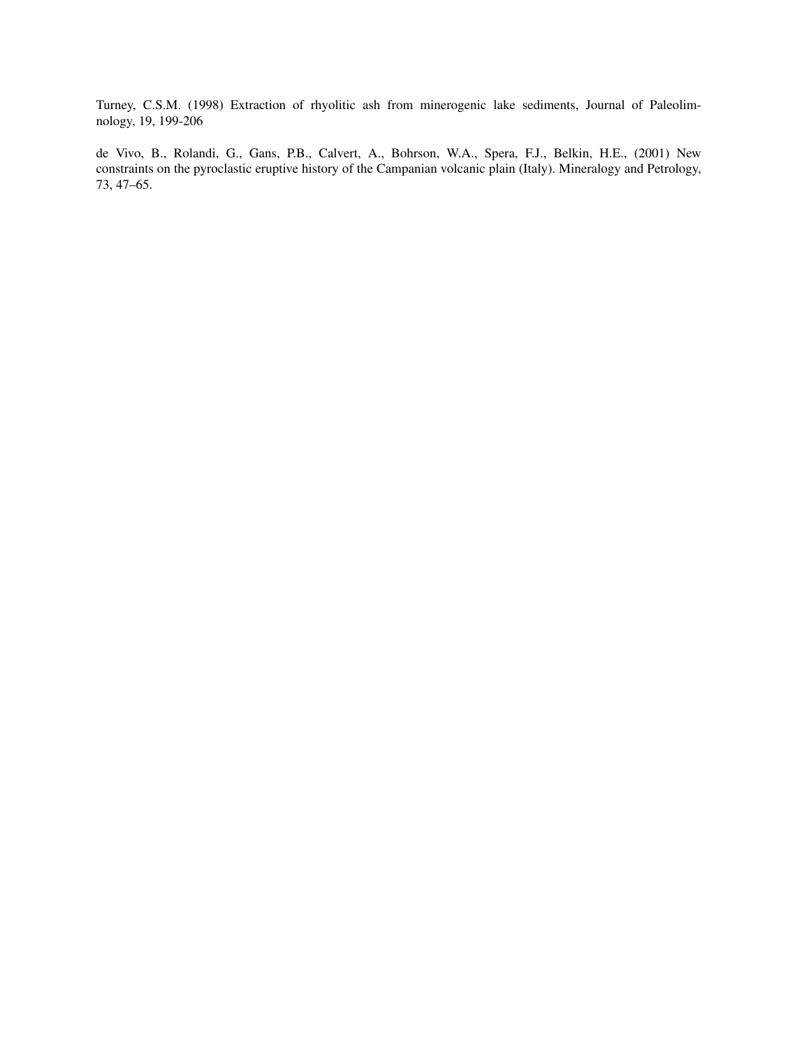Turney, C.S.M. (1998) Extraction of rhyolitic ash from minerogenic lake sediments, Journal of Paleolimnology, 19, 199-206

de Vivo, B., Rolandi, G., Gans, P.B., Calvert, A., Bohrson, W.A., Spera, F.J., Belkin, H.E., (2001) New constraints on the pyroclastic eruptive history of the Campanian volcanic plain (Italy). Mineralogy and Petrology, 73, 47–65.